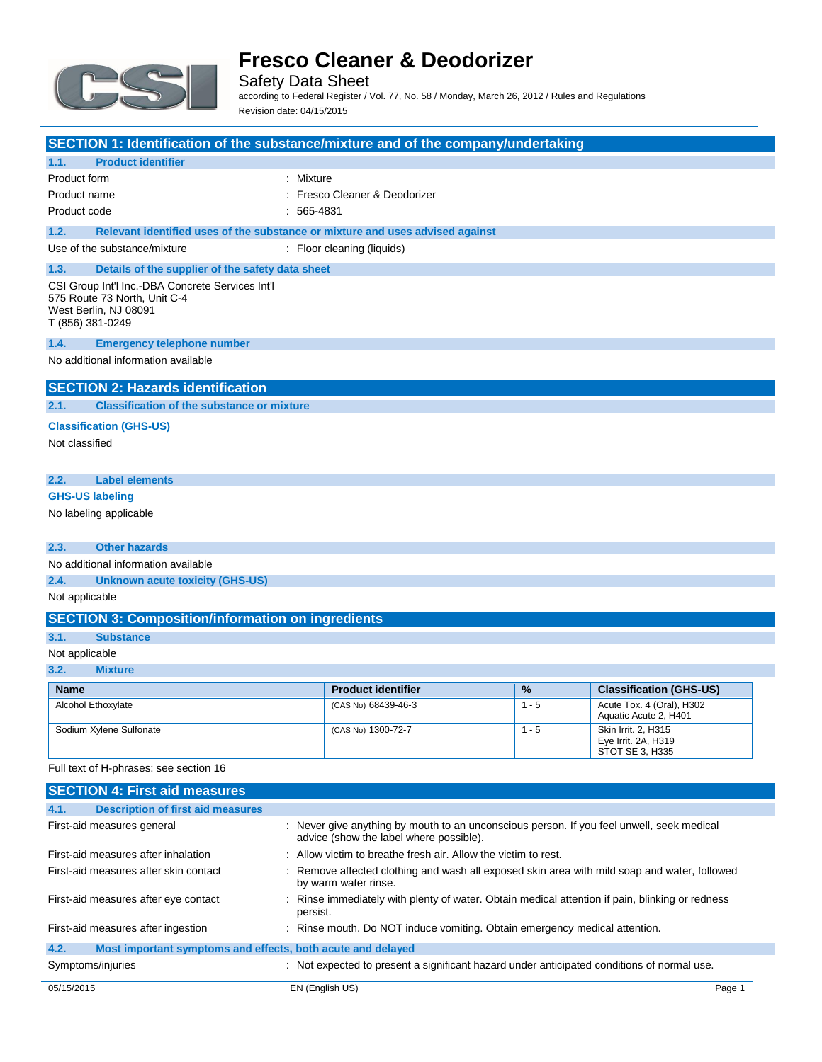# Fresco Cleaner & Deodorizer

Safety Data Sheet

according to Federal Register / Vol. 77, No. 58 / Monday, March 26, 2012 / Rules and Regulations

Revision date: 04/15/2015

## SECTION 1: Identification of the substance/mixture and of the company/undertaking

### 1.1. Product identifier

Product form : Mixture

Product name : Fresco Cleaner & Deodorizer

Product code : 565-4831

### 1.2. Relevant identified uses of the substance or mixture and uses advised against

Use of the substance/mixture : Floor cleaning (liquids)

### 1.3. Details of the supplier of the safety data sheet

CSI Group Int'l Inc.-DBA Concrete Services Int'l
575 Route 73 North, Unit C-4
West Berlin, NJ 08091
T (856) 381-0249

### 1.4. Emergency telephone number

No additional information available

## SECTION 2: Hazards identification

### 2.1. Classification of the substance or mixture

**Classification (GHS-US)**

Not classified

### 2.2. Label elements

**GHS-US labeling**

No labeling applicable

### 2.3. Other hazards

No additional information available

### 2.4. Unknown acute toxicity (GHS-US)

Not applicable

## SECTION 3: Composition/information on ingredients

### 3.1. Substance

Not applicable

### 3.2. Mixture

| Name | Product identifier | % | Classification (GHS-US) |
|---|---|---|---|
| Alcohol Ethoxylate | (CAS No) 68439-46-3 | 1 - 5 | Acute Tox. 4 (Oral), H302<br>Aquatic Acute 2, H401 |
| Sodium Xylene Sulfonate | (CAS No) 1300-72-7 | 1 - 5 | Skin Irrit. 2, H315<br>Eye Irrit. 2A, H319<br>STOT SE 3, H335 |

Full text of H-phrases: see section 16

## SECTION 4: First aid measures

### 4.1. Description of first aid measures

First-aid measures general : Never give anything by mouth to an unconscious person. If you feel unwell, seek medical advice (show the label where possible).

First-aid measures after inhalation : Allow victim to breathe fresh air. Allow the victim to rest.

First-aid measures after skin contact : Remove affected clothing and wash all exposed skin area with mild soap and water, followed by warm water rinse.

First-aid measures after eye contact : Rinse immediately with plenty of water. Obtain medical attention if pain, blinking or redness persist.

First-aid measures after ingestion : Rinse mouth. Do NOT induce vomiting. Obtain emergency medical attention.

### 4.2. Most important symptoms and effects, both acute and delayed

Symptoms/injuries : Not expected to present a significant hazard under anticipated conditions of normal use.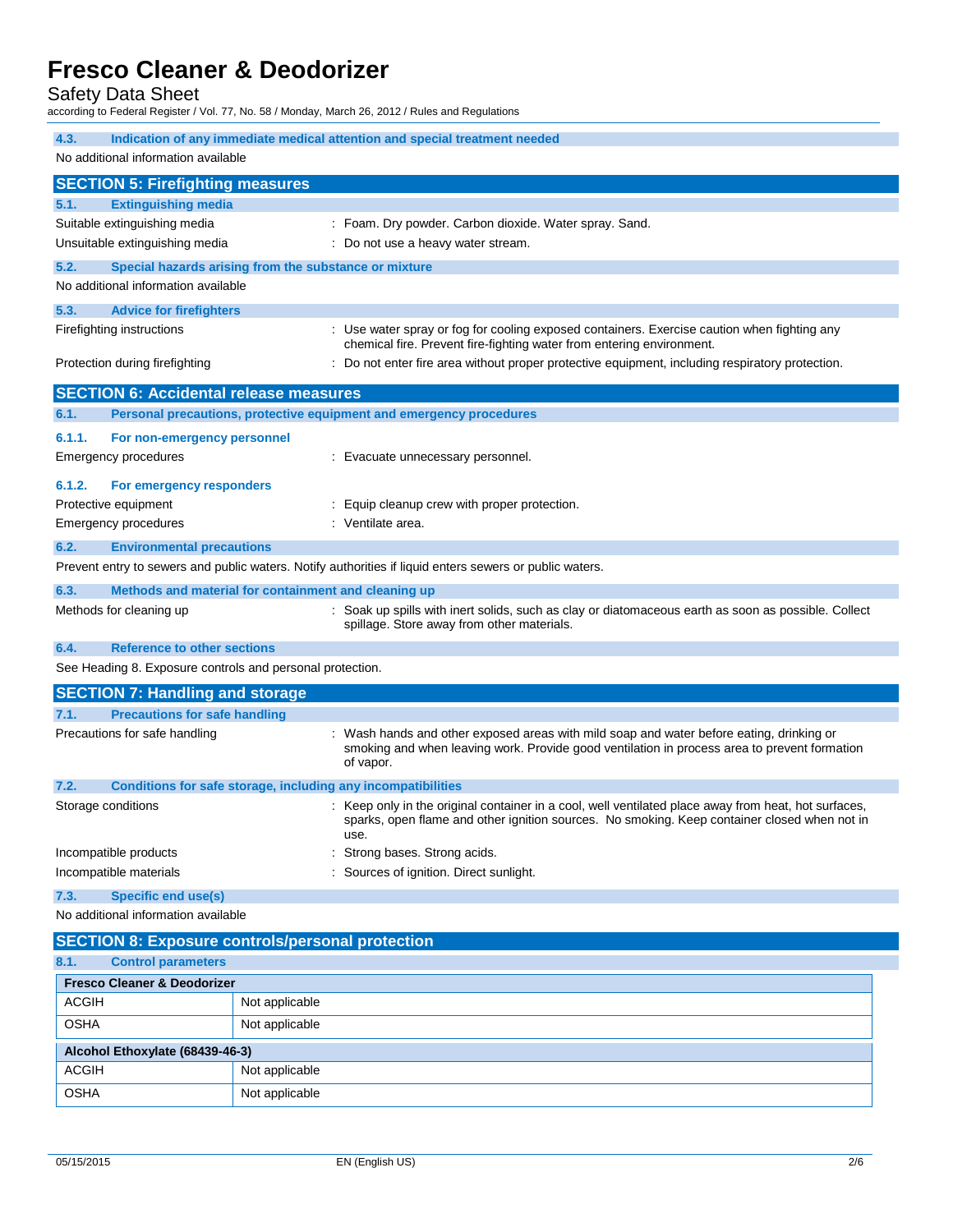### 4.3. Indication of any immediate medical attention and special treatment needed

No additional information available

## SECTION 5: Firefighting measures

### 5.1. Extinguishing media

Suitable extinguishing media : Foam. Dry powder. Carbon dioxide. Water spray. Sand.

Unsuitable extinguishing media : Do not use a heavy water stream.

### 5.2. Special hazards arising from the substance or mixture

No additional information available

### 5.3. Advice for firefighters

Firefighting instructions : Use water spray or fog for cooling exposed containers. Exercise caution when fighting any chemical fire. Prevent fire-fighting water from entering environment.

Protection during firefighting : Do not enter fire area without proper protective equipment, including respiratory protection.

## SECTION 6: Accidental release measures

### 6.1. Personal precautions, protective equipment and emergency procedures

#### 6.1.1. For non-emergency personnel

Emergency procedures : Evacuate unnecessary personnel.

#### 6.1.2. For emergency responders

Protective equipment : Equip cleanup crew with proper protection.

Emergency procedures : Ventilate area.

### 6.2. Environmental precautions

Prevent entry to sewers and public waters. Notify authorities if liquid enters sewers or public waters.

### 6.3. Methods and material for containment and cleaning up

Methods for cleaning up : Soak up spills with inert solids, such as clay or diatomaceous earth as soon as possible. Collect spillage. Store away from other materials.

### 6.4. Reference to other sections

See Heading 8. Exposure controls and personal protection.

## SECTION 7: Handling and storage

### 7.1. Precautions for safe handling

Precautions for safe handling : Wash hands and other exposed areas with mild soap and water before eating, drinking or smoking and when leaving work. Provide good ventilation in process area to prevent formation of vapor.

### 7.2. Conditions for safe storage, including any incompatibilities

Storage conditions : Keep only in the original container in a cool, well ventilated place away from heat, hot surfaces, sparks, open flame and other ignition sources. No smoking. Keep container closed when not in use.

Incompatible products : Strong bases. Strong acids.

Incompatible materials : Sources of ignition. Direct sunlight.

### 7.3. Specific end use(s)

No additional information available

## SECTION 8: Exposure controls/personal protection

### 8.1. Control parameters

| Fresco Cleaner & Deodorizer | |
|---|---|
| ACGIH | Not applicable |
| OSHA | Not applicable |

| Alcohol Ethoxylate (68439-46-3) | |
|---|---|
| ACGIH | Not applicable |
| OSHA | Not applicable |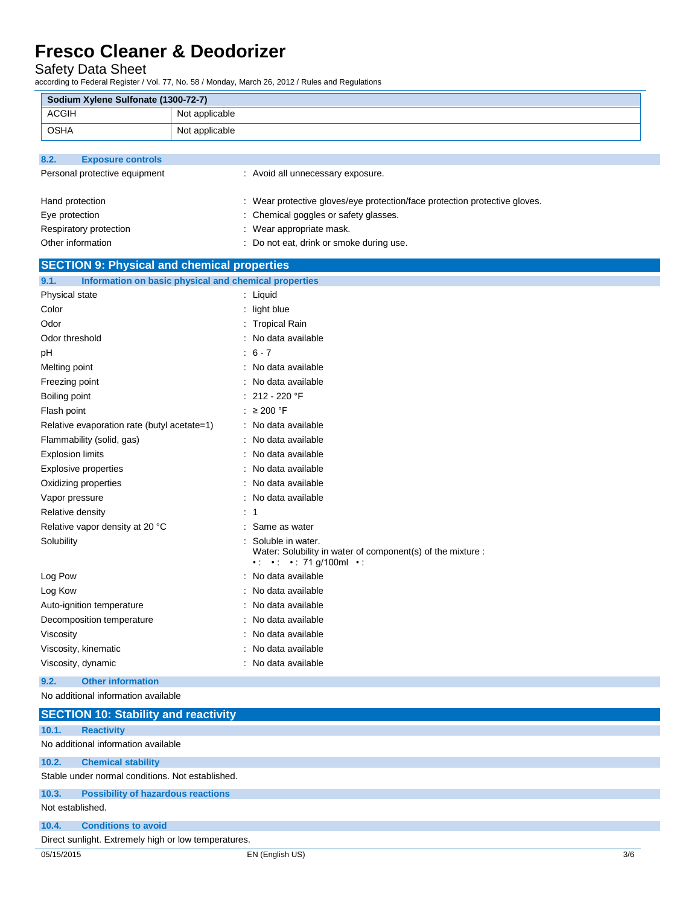| Sodium Xylene Sulfonate (1300-72-7) | |
| --- | --- |
| ACGIH | Not applicable |
| OSHA | Not applicable |

### 8.2. Exposure controls

Personal protective equipment : Avoid all unnecessary exposure.

Hand protection : Wear protective gloves/eye protection/face protection protective gloves.

Eye protection : Chemical goggles or safety glasses.

Respiratory protection : Wear appropriate mask.

Other information : Do not eat, drink or smoke during use.

## SECTION 9: Physical and chemical properties

### 9.1. Information on basic physical and chemical properties

Physical state : Liquid

Color : light blue

Odor : Tropical Rain

Odor threshold : No data available

pH : 6 - 7

Melting point : No data available

Freezing point : No data available

Boiling point : 212 - 220 °F

Flash point : ≥ 200 °F

Relative evaporation rate (butyl acetate=1) : No data available

Flammability (solid, gas) : No data available

Explosion limits : No data available

Explosive properties : No data available

Oxidizing properties : No data available

Vapor pressure : No data available

Relative density : 1

Relative vapor density at 20 °C : Same as water

Solubility : Soluble in water.
Water: Solubility in water of component(s) of the mixture :
• : • : • : 71 g/100ml • :

Log Pow : No data available

Log Kow : No data available

Auto-ignition temperature : No data available

Decomposition temperature : No data available

Viscosity : No data available

Viscosity, kinematic : No data available

Viscosity, dynamic : No data available

### 9.2. Other information

No additional information available

## SECTION 10: Stability and reactivity

### 10.1. Reactivity

No additional information available

### 10.2. Chemical stability

Stable under normal conditions. Not established.

### 10.3. Possibility of hazardous reactions

Not established.

### 10.4. Conditions to avoid

Direct sunlight. Extremely high or low temperatures.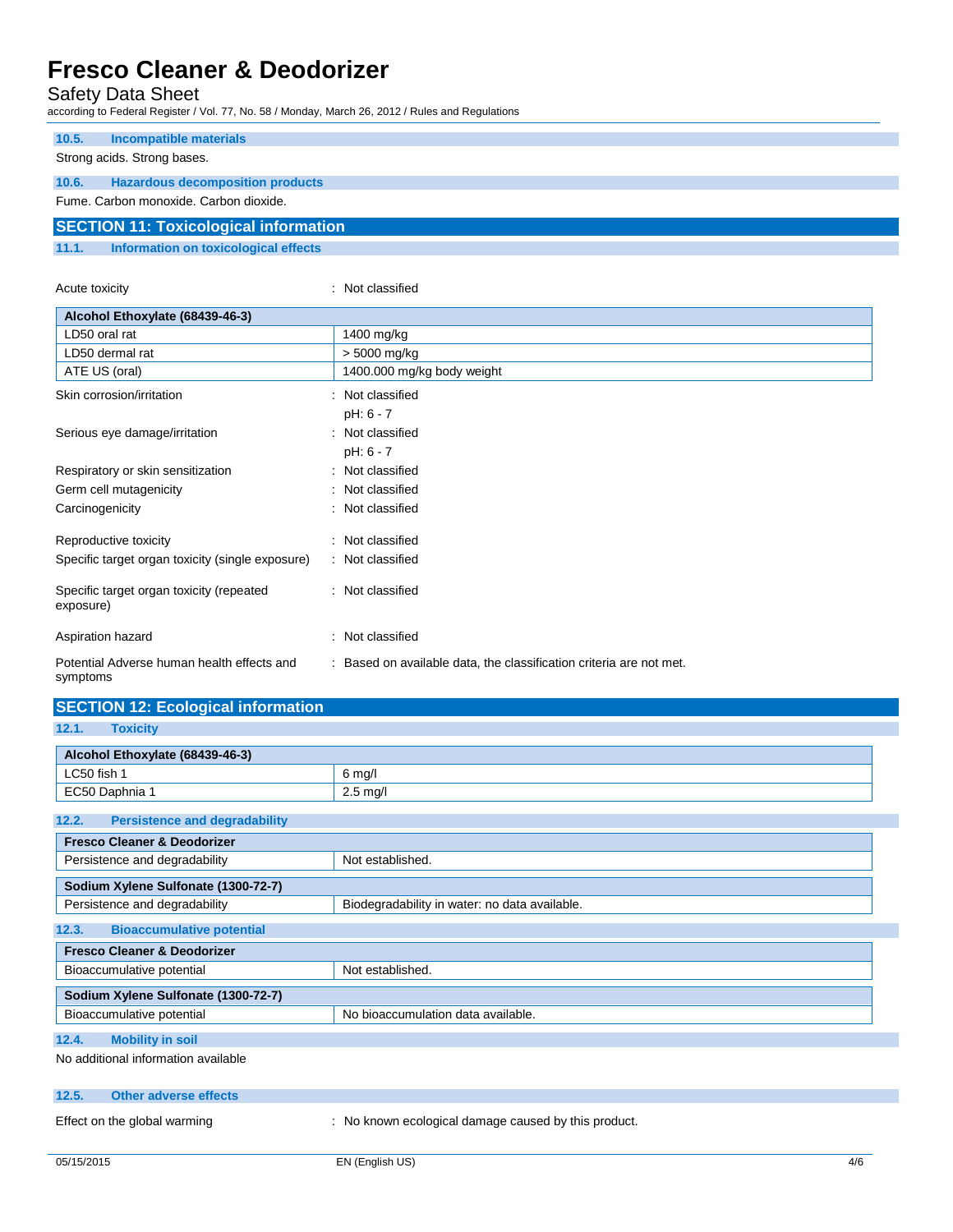### 10.5. Incompatible materials

Strong acids. Strong bases.

### 10.6. Hazardous decomposition products

Fume. Carbon monoxide. Carbon dioxide.

## SECTION 11: Toxicological information

### 11.1. Information on toxicological effects

Acute toxicity : Not classified

| Alcohol Ethoxylate (68439-46-3) | |
|---|---|
| LD50 oral rat | 1400 mg/kg |
| LD50 dermal rat | > 5000 mg/kg |
| ATE US (oral) | 1400.000 mg/kg body weight |

Skin corrosion/irritation : Not classified

pH: 6 - 7

Serious eye damage/irritation : Not classified

pH: 6 - 7

Respiratory or skin sensitization : Not classified

Germ cell mutagenicity : Not classified

Carcinogenicity : Not classified

Reproductive toxicity : Not classified

Specific target organ toxicity (single exposure) : Not classified

Specific target organ toxicity (repeated exposure) : Not classified

Aspiration hazard : Not classified

Potential Adverse human health effects and symptoms : Based on available data, the classification criteria are not met.

## SECTION 12: Ecological information

### 12.1. Toxicity

| Alcohol Ethoxylate (68439-46-3) | |
|---|---|
| LC50 fish 1 | 6 mg/l |
| EC50 Daphnia 1 | 2.5 mg/l |

### 12.2. Persistence and degradability

| Fresco Cleaner & Deodorizer | |
|---|---|
| Persistence and degradability | Not established. |

| Sodium Xylene Sulfonate (1300-72-7) | |
|---|---|
| Persistence and degradability | Biodegradability in water: no data available. |

### 12.3. Bioaccumulative potential

| Fresco Cleaner & Deodorizer | |
|---|---|
| Bioaccumulative potential | Not established. |

| Sodium Xylene Sulfonate (1300-72-7) | |
|---|---|
| Bioaccumulative potential | No bioaccumulation data available. |

### 12.4. Mobility in soil

No additional information available

### 12.5. Other adverse effects

Effect on the global warming : No known ecological damage caused by this product.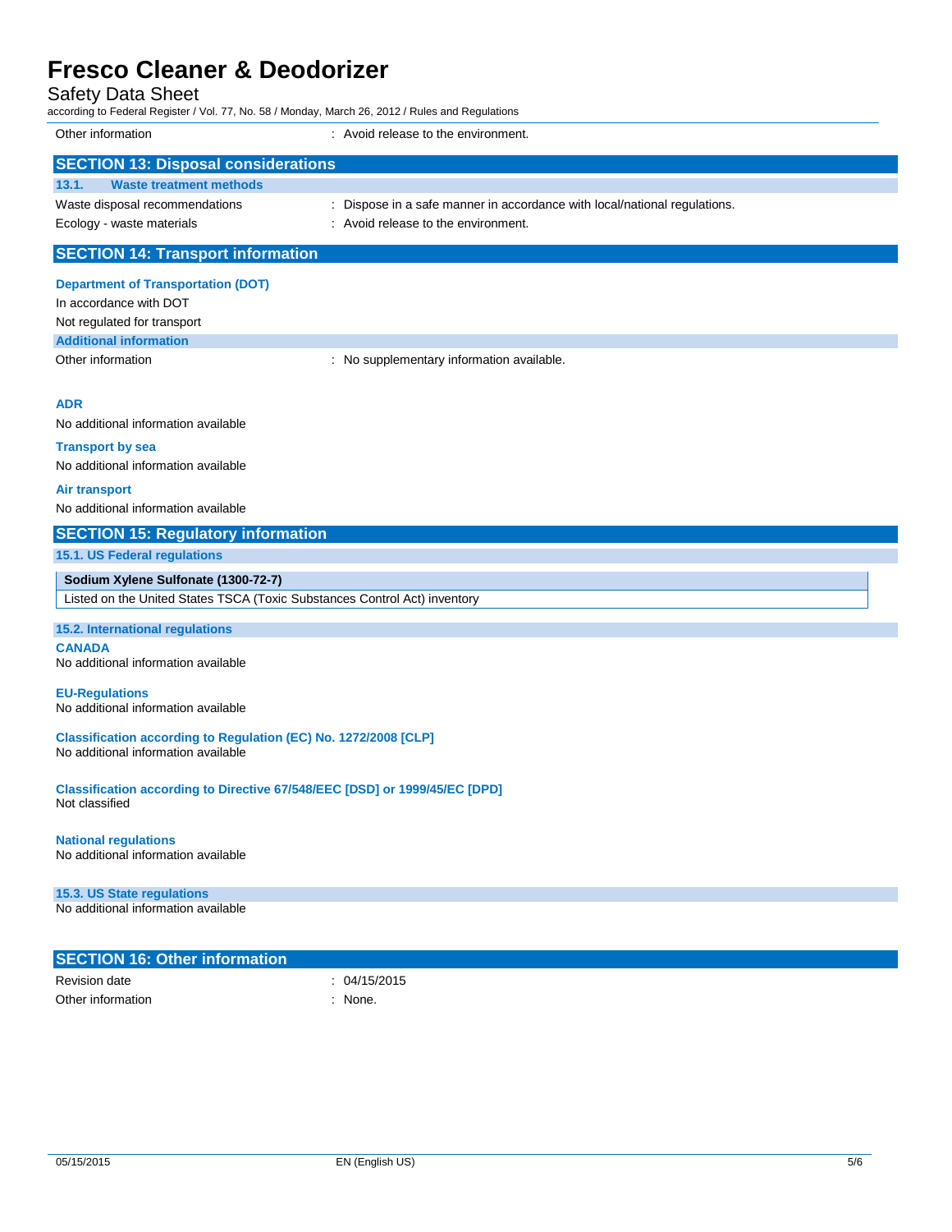Other information : Avoid release to the environment.

## SECTION 13: Disposal considerations

### 13.1. Waste treatment methods

Waste disposal recommendations : Dispose in a safe manner in accordance with local/national regulations.

Ecology - waste materials : Avoid release to the environment.

## SECTION 14: Transport information

### Department of Transportation (DOT)

In accordance with DOT

Not regulated for transport

### Additional information

Other information : No supplementary information available.

### ADR

No additional information available

### Transport by sea

No additional information available

### Air transport

No additional information available

## SECTION 15: Regulatory information

### 15.1. US Federal regulations

| Sodium Xylene Sulfonate (1300-72-7) |
|---|
| Listed on the United States TSCA (Toxic Substances Control Act) inventory |

### 15.2. International regulations

**CANADA**

No additional information available

**EU-Regulations**

No additional information available

**Classification according to Regulation (EC) No. 1272/2008 [CLP]**

No additional information available

**Classification according to Directive 67/548/EEC [DSD] or 1999/45/EC [DPD]**

Not classified

**National regulations**

No additional information available

### 15.3. US State regulations

No additional information available

## SECTION 16: Other information

Revision date : 04/15/2015

Other information : None.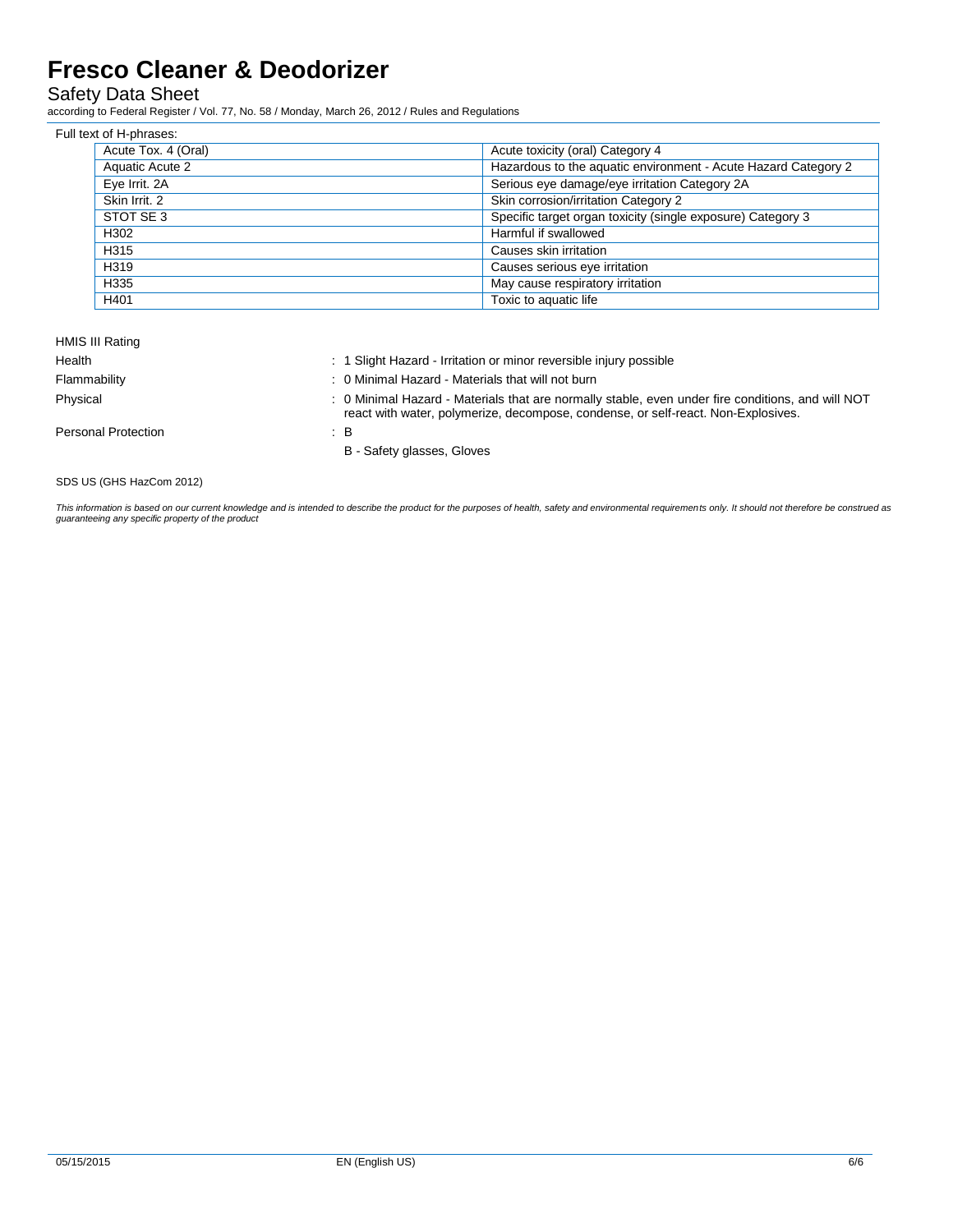Full text of H-phrases:

| | |
|---|---|
| Acute Tox. 4 (Oral) | Acute toxicity (oral) Category 4 |
| Aquatic Acute 2 | Hazardous to the aquatic environment - Acute Hazard Category 2 |
| Eye Irrit. 2A | Serious eye damage/eye irritation Category 2A |
| Skin Irrit. 2 | Skin corrosion/irritation Category 2 |
| STOT SE 3 | Specific target organ toxicity (single exposure) Category 3 |
| H302 | Harmful if swallowed |
| H315 | Causes skin irritation |
| H319 | Causes serious eye irritation |
| H335 | May cause respiratory irritation |
| H401 | Toxic to aquatic life |

HMIS III Rating

Health : 1 Slight Hazard - Irritation or minor reversible injury possible

Flammability : 0 Minimal Hazard - Materials that will not burn

Physical : 0 Minimal Hazard - Materials that are normally stable, even under fire conditions, and will NOT react with water, polymerize, decompose, condense, or self-react. Non-Explosives.

Personal Protection : B

B - Safety glasses, Gloves

SDS US (GHS HazCom 2012)

*This information is based on our current knowledge and is intended to describe the product for the purposes of health, safety and environmental requirements only. It should not therefore be construed as guaranteeing any specific property of the product*